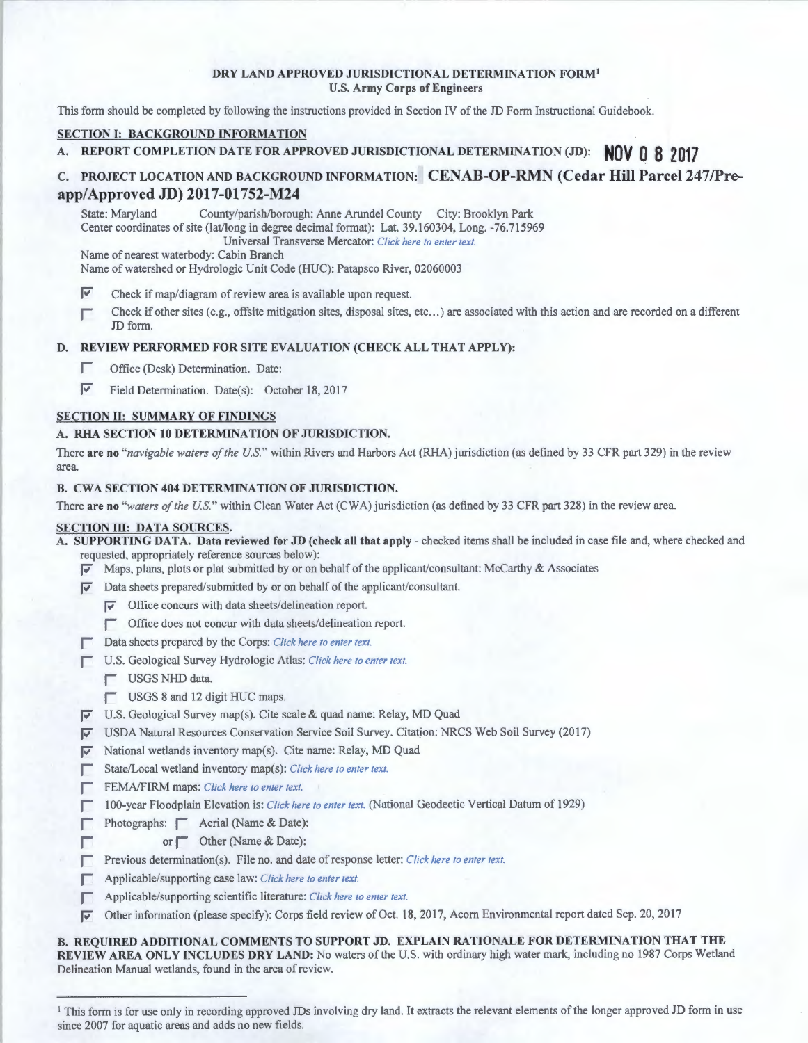**DRY LAND APPROVED JURISDICTIONAL DETERMINATION FORM[1]**
**U.S. Army Corps of Engineers**

This form should be completed by following the instructions provided in Section IV of the JD Form Instructional Guidebook.

## SECTION I: BACKGROUND INFORMATION

**A. REPORT COMPLETION DATE FOR APPROVED JURISDICTIONAL DETERMINATION (JD): NOV 0 8 2017**

**C. PROJECT LOCATION AND BACKGROUND INFORMATION: CENAB-OP-RMN (Cedar Hill Parcel 247/Pre-app/Approved JD) 2017-01752-M24**

State: Maryland County/parish/borough: Anne Arundel County City: Brooklyn Park
Center coordinates of site (lat/long in degree decimal format): Lat. 39.160304, Long. -76.715969
Universal Transverse Mercator: *Click here to enter text.*
Name of nearest waterbody: Cabin Branch
Name of watershed or Hydrologic Unit Code (HUC): Patapsco River, 02060003

- [x] Check if map/diagram of review area is available upon request.
- [ ] Check if other sites (e.g., offsite mitigation sites, disposal sites, etc...) are associated with this action and are recorded on a different JD form.

**D. REVIEW PERFORMED FOR SITE EVALUATION (CHECK ALL THAT APPLY):**

- [ ] Office (Desk) Determination. Date:
- [x] Field Determination. Date(s): October 18, 2017

## SECTION II: SUMMARY OF FINDINGS

**A. RHA SECTION 10 DETERMINATION OF JURISDICTION.**

There **are no** "*navigable waters of the U.S.*" within Rivers and Harbors Act (RHA) jurisdiction (as defined by 33 CFR part 329) in the review area.

**B. CWA SECTION 404 DETERMINATION OF JURISDICTION.**

There **are no** "*waters of the U.S.*" within Clean Water Act (CWA) jurisdiction (as defined by 33 CFR part 328) in the review area.

## SECTION III: DATA SOURCES.

**A. SUPPORTING DATA. Data reviewed for JD (check all that apply** - checked items shall be included in case file and, where checked and requested, appropriately reference sources below):

- [x] Maps, plans, plots or plat submitted by or on behalf of the applicant/consultant: McCarthy & Associates
- [x] Data sheets prepared/submitted by or on behalf of the applicant/consultant.
  - [x] Office concurs with data sheets/delineation report.
  - [ ] Office does not concur with data sheets/delineation report.
- [ ] Data sheets prepared by the Corps: *Click here to enter text.*
- [ ] U.S. Geological Survey Hydrologic Atlas: *Click here to enter text.*
  - [ ] USGS NHD data.
  - [ ] USGS 8 and 12 digit HUC maps.
- [x] U.S. Geological Survey map(s). Cite scale & quad name: Relay, MD Quad
- [x] USDA Natural Resources Conservation Service Soil Survey. Citation: NRCS Web Soil Survey (2017)
- [x] National wetlands inventory map(s). Cite name: Relay, MD Quad
- [ ] State/Local wetland inventory map(s): *Click here to enter text.*
- [ ] FEMA/FIRM maps: *Click here to enter text.*
- [ ] 100-year Floodplain Elevation is: *Click here to enter text.* (National Geodectic Vertical Datum of 1929)
- [ ] Photographs: [ ] Aerial (Name & Date):
- [ ] or [ ] Other (Name & Date):
- [ ] Previous determination(s). File no. and date of response letter: *Click here to enter text.*
- [ ] Applicable/supporting case law: *Click here to enter text.*
- [ ] Applicable/supporting scientific literature: *Click here to enter text.*
- [x] Other information (please specify): Corps field review of Oct. 18, 2017, Acorn Environmental report dated Sep. 20, 2017

**B. REQUIRED ADDITIONAL COMMENTS TO SUPPORT JD. EXPLAIN RATIONALE FOR DETERMINATION THAT THE REVIEW AREA ONLY INCLUDES DRY LAND:** No waters of the U.S. with ordinary high water mark, including no 1987 Corps Wetland Delineation Manual wetlands, found in the area of review.

---

[1] This form is for use only in recording approved JDs involving dry land. It extracts the relevant elements of the longer approved JD form in use since 2007 for aquatic areas and adds no new fields.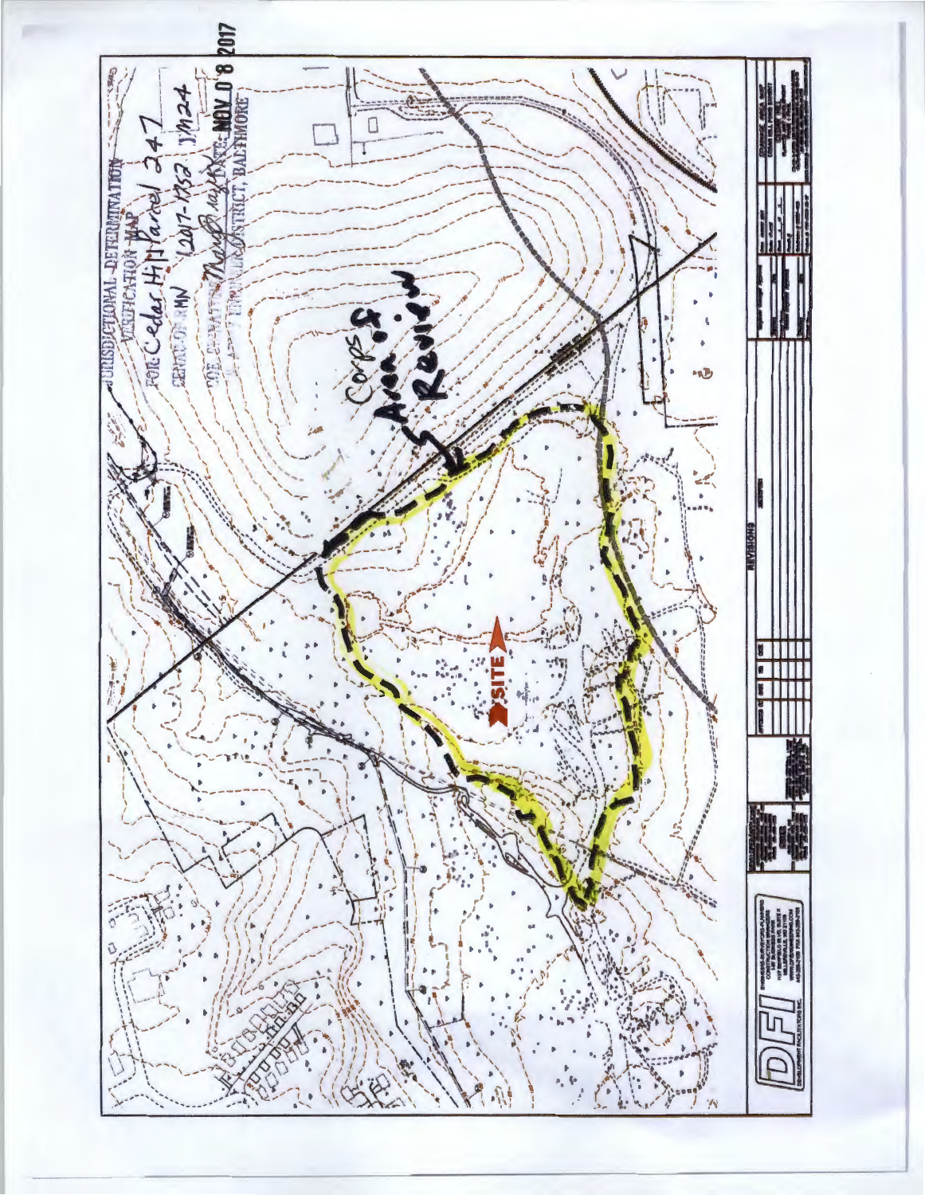JURISDICTIONAL DETERMINATION
VERIFICATION MAP
FOR Cedar Hill Parcel 247
CENAB-OP-RMN 2017-1352 1/m24
THE SIGNATURE Mary [signature] DATE: NOV 08 2017
U.S. ARMY ENGINEER DISTRICT, BALTIMORE

Corps Area of Review

SITE